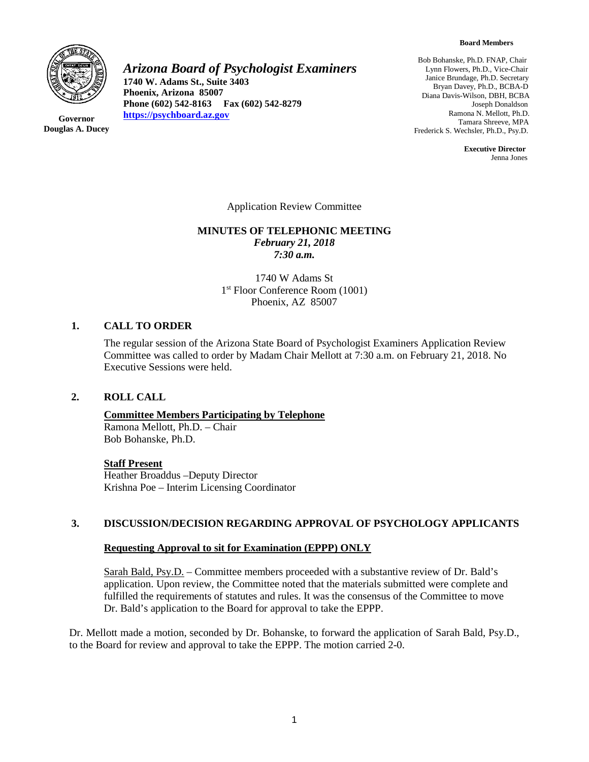**Board Members**

Bob Bohanske, Ph.D. FNAP, Chair
Lynn Flowers, Ph.D., Vice-Chair
Janice Brundage, Ph.D. Secretary
Bryan Davey, Ph.D., BCBA-D
Diana Davis-Wilson, DBH, BCBA
Joseph Donaldson
Ramona N. Mellott, Ph.D.
Tamara Shreeve, MPA
Frederick S. Wechsler, Ph.D., Psy.D.

**Executive Director**
Jenna Jones

***Arizona Board of Psychologist Examiners***
**1740 W. Adams St., Suite 3403**
**Phoenix, Arizona 85007**
**Phone (602) 542-8163 Fax (602) 542-8279**
**https://psychboard.az.gov**

**Governor**
**Douglas A. Ducey**

Application Review Committee

**MINUTES OF TELEPHONIC MEETING**
***February 21, 2018***
***7:30 a.m.***

1740 W Adams St
1st Floor Conference Room (1001)
Phoenix, AZ 85007

## 1. CALL TO ORDER

The regular session of the Arizona State Board of Psychologist Examiners Application Review Committee was called to order by Madam Chair Mellott at 7:30 a.m. on February 21, 2018. No Executive Sessions were held.

## 2. ROLL CALL

**Committee Members Participating by Telephone**
Ramona Mellott, Ph.D. – Chair
Bob Bohanske, Ph.D.

**Staff Present**
Heather Broaddus –Deputy Director
Krishna Poe – Interim Licensing Coordinator

## 3. DISCUSSION/DECISION REGARDING APPROVAL OF PSYCHOLOGY APPLICANTS

**Requesting Approval to sit for Examination (EPPP) ONLY**

Sarah Bald, Psy.D. – Committee members proceeded with a substantive review of Dr. Bald's application. Upon review, the Committee noted that the materials submitted were complete and fulfilled the requirements of statutes and rules. It was the consensus of the Committee to move Dr. Bald's application to the Board for approval to take the EPPP.

Dr. Mellott made a motion, seconded by Dr. Bohanske, to forward the application of Sarah Bald, Psy.D., to the Board for review and approval to take the EPPP. The motion carried 2-0.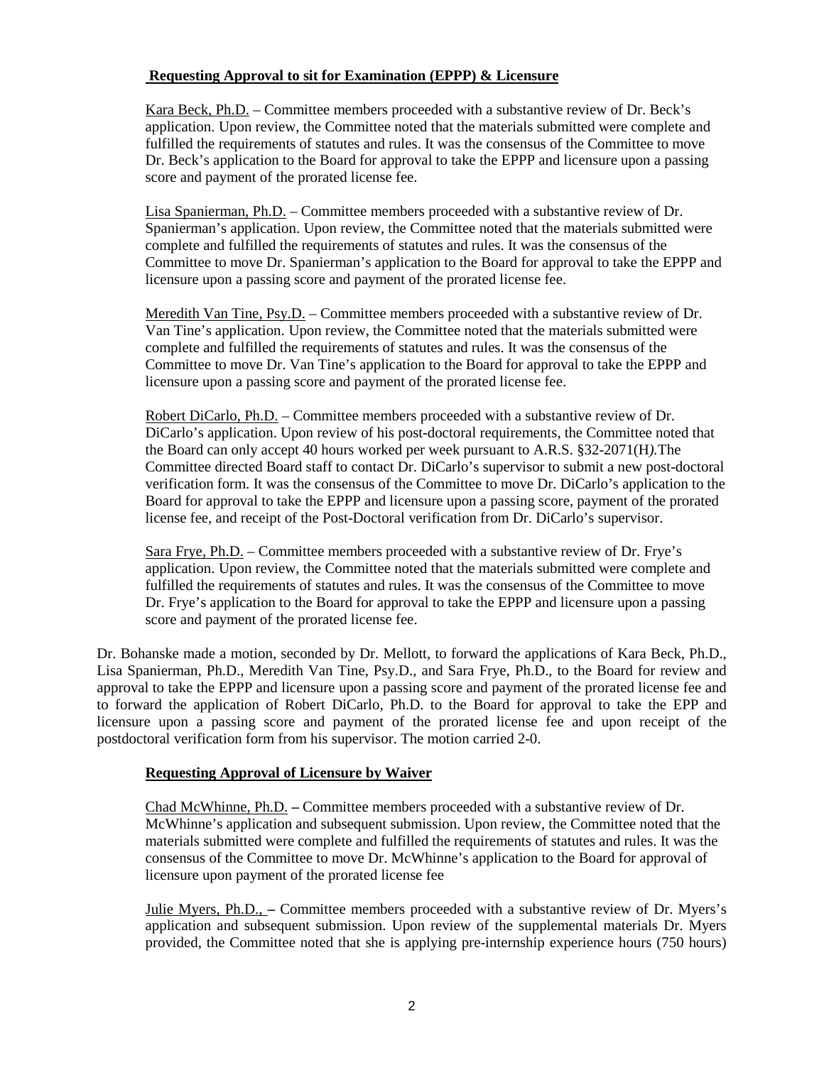**Requesting Approval to sit for Examination (EPPP) & Licensure**

Kara Beck, Ph.D. – Committee members proceeded with a substantive review of Dr. Beck's application. Upon review, the Committee noted that the materials submitted were complete and fulfilled the requirements of statutes and rules. It was the consensus of the Committee to move Dr. Beck's application to the Board for approval to take the EPPP and licensure upon a passing score and payment of the prorated license fee.

Lisa Spanierman, Ph.D. – Committee members proceeded with a substantive review of Dr. Spanierman's application. Upon review, the Committee noted that the materials submitted were complete and fulfilled the requirements of statutes and rules. It was the consensus of the Committee to move Dr. Spanierman's application to the Board for approval to take the EPPP and licensure upon a passing score and payment of the prorated license fee.

Meredith Van Tine, Psy.D. – Committee members proceeded with a substantive review of Dr. Van Tine's application. Upon review, the Committee noted that the materials submitted were complete and fulfilled the requirements of statutes and rules. It was the consensus of the Committee to move Dr. Van Tine's application to the Board for approval to take the EPPP and licensure upon a passing score and payment of the prorated license fee.

Robert DiCarlo, Ph.D. – Committee members proceeded with a substantive review of Dr. DiCarlo's application. Upon review of his post-doctoral requirements, the Committee noted that the Board can only accept 40 hours worked per week pursuant to A.R.S. §32-2071(H*)*.The Committee directed Board staff to contact Dr. DiCarlo's supervisor to submit a new post-doctoral verification form. It was the consensus of the Committee to move Dr. DiCarlo's application to the Board for approval to take the EPPP and licensure upon a passing score, payment of the prorated license fee, and receipt of the Post-Doctoral verification from Dr. DiCarlo's supervisor.

Sara Frye, Ph.D. – Committee members proceeded with a substantive review of Dr. Frye's application. Upon review, the Committee noted that the materials submitted were complete and fulfilled the requirements of statutes and rules. It was the consensus of the Committee to move Dr. Frye's application to the Board for approval to take the EPPP and licensure upon a passing score and payment of the prorated license fee.

Dr. Bohanske made a motion, seconded by Dr. Mellott, to forward the applications of Kara Beck, Ph.D., Lisa Spanierman, Ph.D., Meredith Van Tine, Psy.D., and Sara Frye, Ph.D., to the Board for review and approval to take the EPPP and licensure upon a passing score and payment of the prorated license fee and to forward the application of Robert DiCarlo, Ph.D. to the Board for approval to take the EPP and licensure upon a passing score and payment of the prorated license fee and upon receipt of the postdoctoral verification form from his supervisor. The motion carried 2-0.

**Requesting Approval of Licensure by Waiver**

Chad McWhinne, Ph.D. **–** Committee members proceeded with a substantive review of Dr. McWhinne's application and subsequent submission. Upon review, the Committee noted that the materials submitted were complete and fulfilled the requirements of statutes and rules. It was the consensus of the Committee to move Dr. McWhinne's application to the Board for approval of licensure upon payment of the prorated license fee

Julie Myers, Ph.D., **–** Committee members proceeded with a substantive review of Dr. Myers's application and subsequent submission. Upon review of the supplemental materials Dr. Myers provided, the Committee noted that she is applying pre-internship experience hours (750 hours)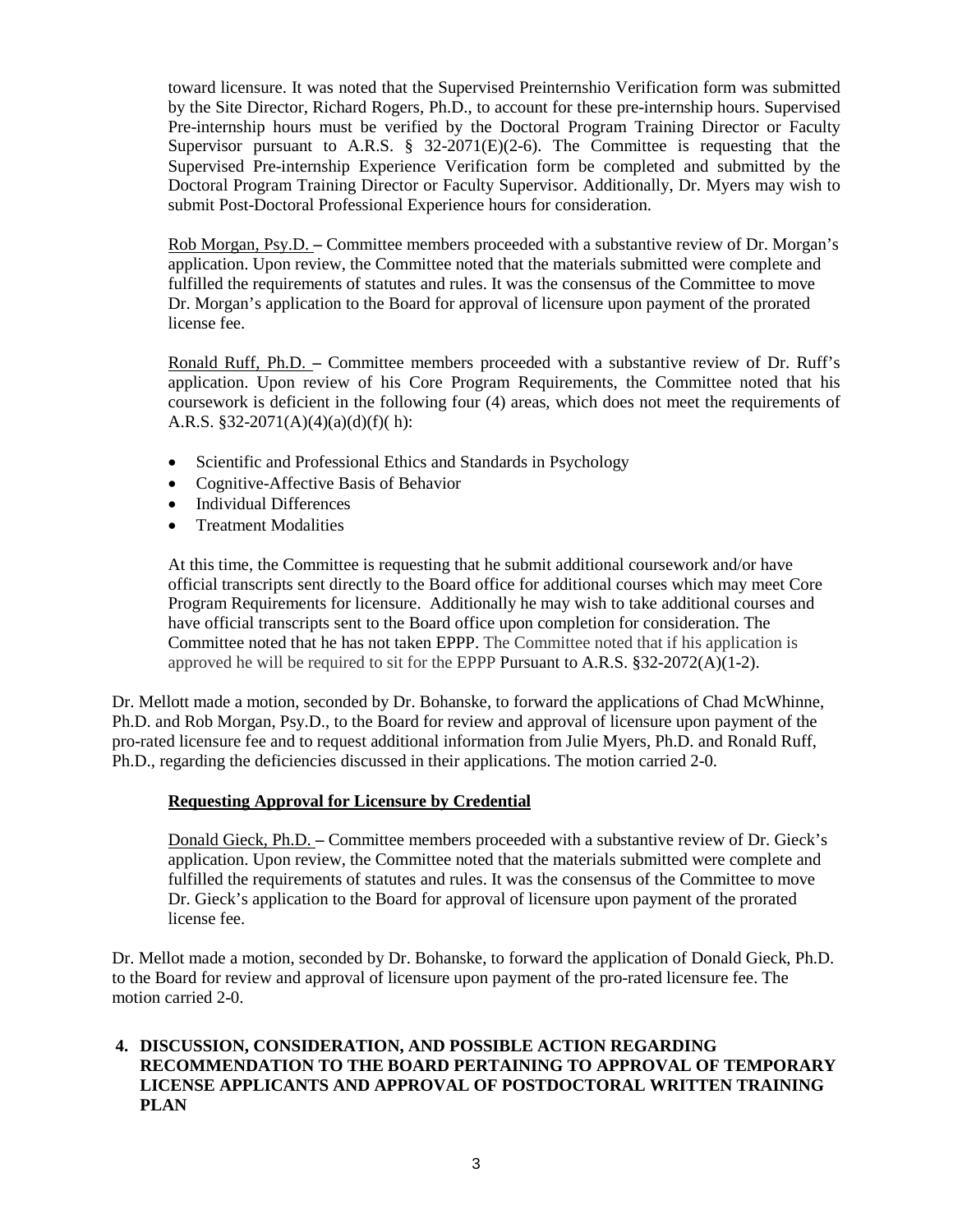toward licensure. It was noted that the Supervised Preinternshio Verification form was submitted by the Site Director, Richard Rogers, Ph.D., to account for these pre-internship hours. Supervised Pre-internship hours must be verified by the Doctoral Program Training Director or Faculty Supervisor pursuant to A.R.S. § 32-2071(E)(2-6). The Committee is requesting that the Supervised Pre-internship Experience Verification form be completed and submitted by the Doctoral Program Training Director or Faculty Supervisor. Additionally, Dr. Myers may wish to submit Post-Doctoral Professional Experience hours for consideration.

Rob Morgan, Psy.D. – Committee members proceeded with a substantive review of Dr. Morgan's application. Upon review, the Committee noted that the materials submitted were complete and fulfilled the requirements of statutes and rules. It was the consensus of the Committee to move Dr. Morgan's application to the Board for approval of licensure upon payment of the prorated license fee.

Ronald Ruff, Ph.D. – Committee members proceeded with a substantive review of Dr. Ruff's application. Upon review of his Core Program Requirements, the Committee noted that his coursework is deficient in the following four (4) areas, which does not meet the requirements of A.R.S. §32-2071(A)(4)(a)(d)(f)( h):

- Scientific and Professional Ethics and Standards in Psychology
- Cognitive-Affective Basis of Behavior
- Individual Differences
- Treatment Modalities

At this time, the Committee is requesting that he submit additional coursework and/or have official transcripts sent directly to the Board office for additional courses which may meet Core Program Requirements for licensure. Additionally he may wish to take additional courses and have official transcripts sent to the Board office upon completion for consideration. The Committee noted that he has not taken EPPP. The Committee noted that if his application is approved he will be required to sit for the EPPP Pursuant to A.R.S. §32-2072(A)(1-2).

Dr. Mellott made a motion, seconded by Dr. Bohanske, to forward the applications of Chad McWhinne, Ph.D. and Rob Morgan, Psy.D., to the Board for review and approval of licensure upon payment of the pro-rated licensure fee and to request additional information from Julie Myers, Ph.D. and Ronald Ruff, Ph.D., regarding the deficiencies discussed in their applications. The motion carried 2-0.

**Requesting Approval for Licensure by Credential**

Donald Gieck, Ph.D. – Committee members proceeded with a substantive review of Dr. Gieck's application. Upon review, the Committee noted that the materials submitted were complete and fulfilled the requirements of statutes and rules. It was the consensus of the Committee to move Dr. Gieck's application to the Board for approval of licensure upon payment of the prorated license fee.

Dr. Mellot made a motion, seconded by Dr. Bohanske, to forward the application of Donald Gieck, Ph.D. to the Board for review and approval of licensure upon payment of the pro-rated licensure fee. The motion carried 2-0.

**4. DISCUSSION, CONSIDERATION, AND POSSIBLE ACTION REGARDING RECOMMENDATION TO THE BOARD PERTAINING TO APPROVAL OF TEMPORARY LICENSE APPLICANTS AND APPROVAL OF POSTDOCTORAL WRITTEN TRAINING PLAN**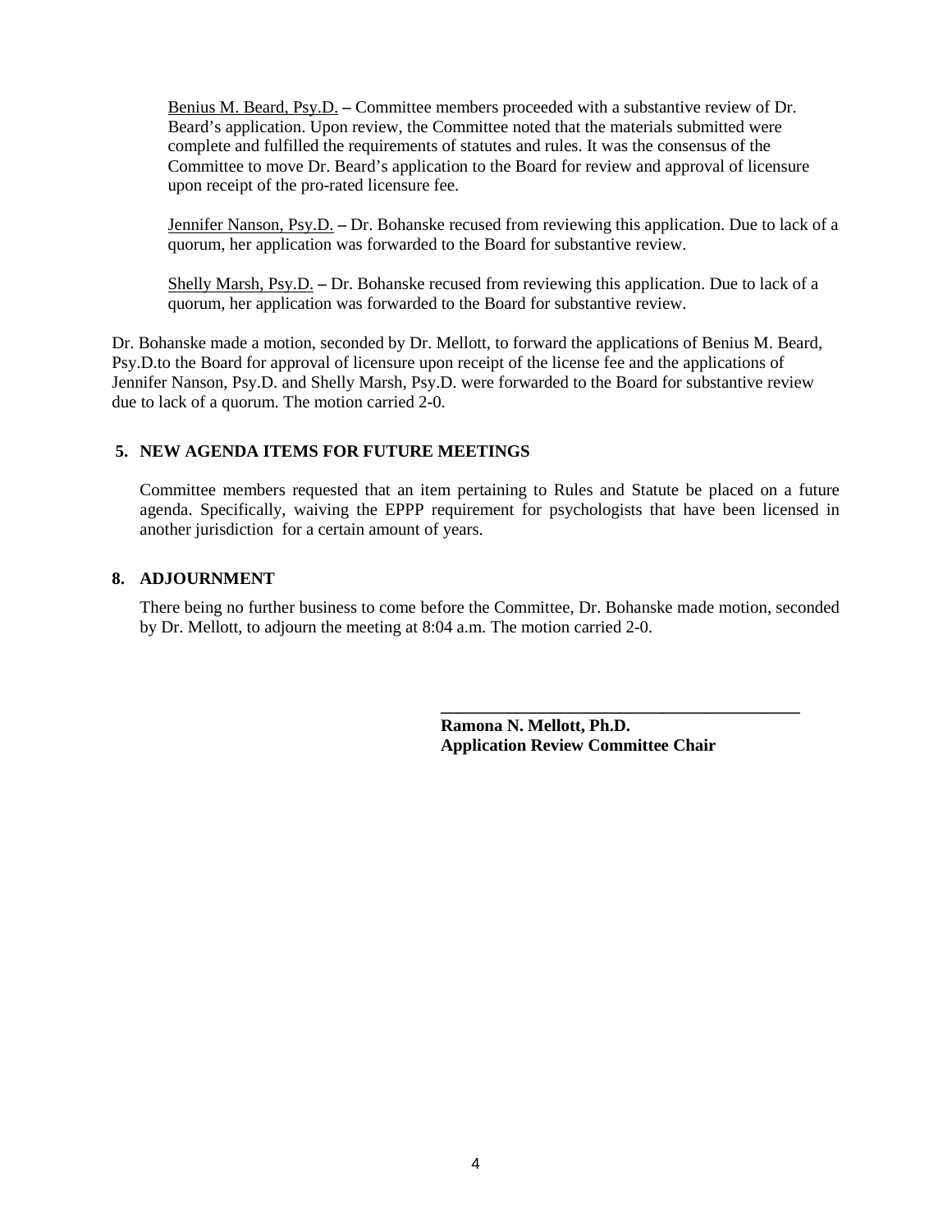Benius M. Beard, Psy.D. – Committee members proceeded with a substantive review of Dr. Beard's application. Upon review, the Committee noted that the materials submitted were complete and fulfilled the requirements of statutes and rules. It was the consensus of the Committee to move Dr. Beard's application to the Board for review and approval of licensure upon receipt of the pro-rated licensure fee.

Jennifer Nanson, Psy.D. – Dr. Bohanske recused from reviewing this application. Due to lack of a quorum, her application was forwarded to the Board for substantive review.

Shelly Marsh, Psy.D. – Dr. Bohanske recused from reviewing this application. Due to lack of a quorum, her application was forwarded to the Board for substantive review.

Dr. Bohanske made a motion, seconded by Dr. Mellott, to forward the applications of Benius M. Beard, Psy.D.to the Board for approval of licensure upon receipt of the license fee and the applications of Jennifer Nanson, Psy.D. and Shelly Marsh, Psy.D. were forwarded to the Board for substantive review due to lack of a quorum. The motion carried 2-0.

## 5. NEW AGENDA ITEMS FOR FUTURE MEETINGS

Committee members requested that an item pertaining to Rules and Statute be placed on a future agenda. Specifically, waiving the EPPP requirement for psychologists that have been licensed in another jurisdiction for a certain amount of years.

## 8. ADJOURNMENT

There being no further business to come before the Committee, Dr. Bohanske made motion, seconded by Dr. Mellott, to adjourn the meeting at 8:04 a.m. The motion carried 2-0.

\_\_\_\_\_\_\_\_\_\_\_\_\_\_\_\_\_\_\_\_\_\_\_\_\_\_\_\_\_\_\_\_\_\_\_\_\_\_\_\_\_\_\_\_

**Ramona N. Mellott, Ph.D.**
**Application Review Committee Chair**